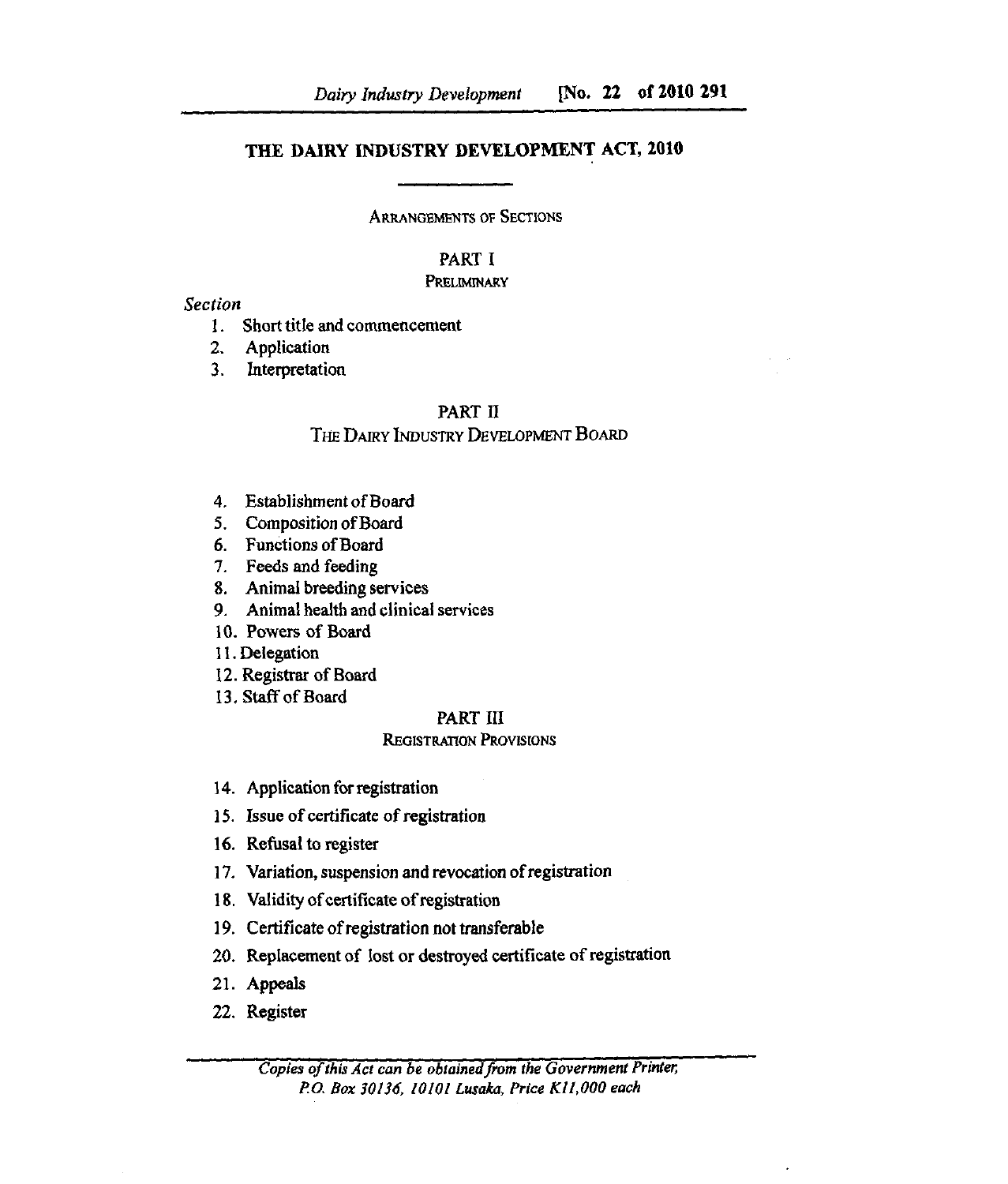# THE DAIRY INDUSTRY DEVELOPMENT ACT, 2010

ARRANGEMENTS OF SECTIONS

## PART I
### PRELIMINARY

*Section*

1. Short title and commencement
2. Application
3. Interpretation

## PART II
### THE DAIRY INDUSTRY DEVELOPMENT BOARD

4. Establishment of Board
5. Composition of Board
6. Functions of Board
7. Feeds and feeding
8. Animal breeding services
9. Animal health and clinical services
10. Powers of Board
11. Delegation
12. Registrar of Board
13. Staff of Board

## PART III
### REGISTRATION PROVISIONS

14. Application for registration
15. Issue of certificate of registration
16. Refusal to register
17. Variation, suspension and revocation of registration
18. Validity of certificate of registration
19. Certificate of registration not transferable
20. Replacement of lost or destroyed certificate of registration
21. Appeals
22. Register

*Copies of this Act can be obtained from the Government Printer, P.O. Box 30136, 10101 Lusaka, Price K11,000 each*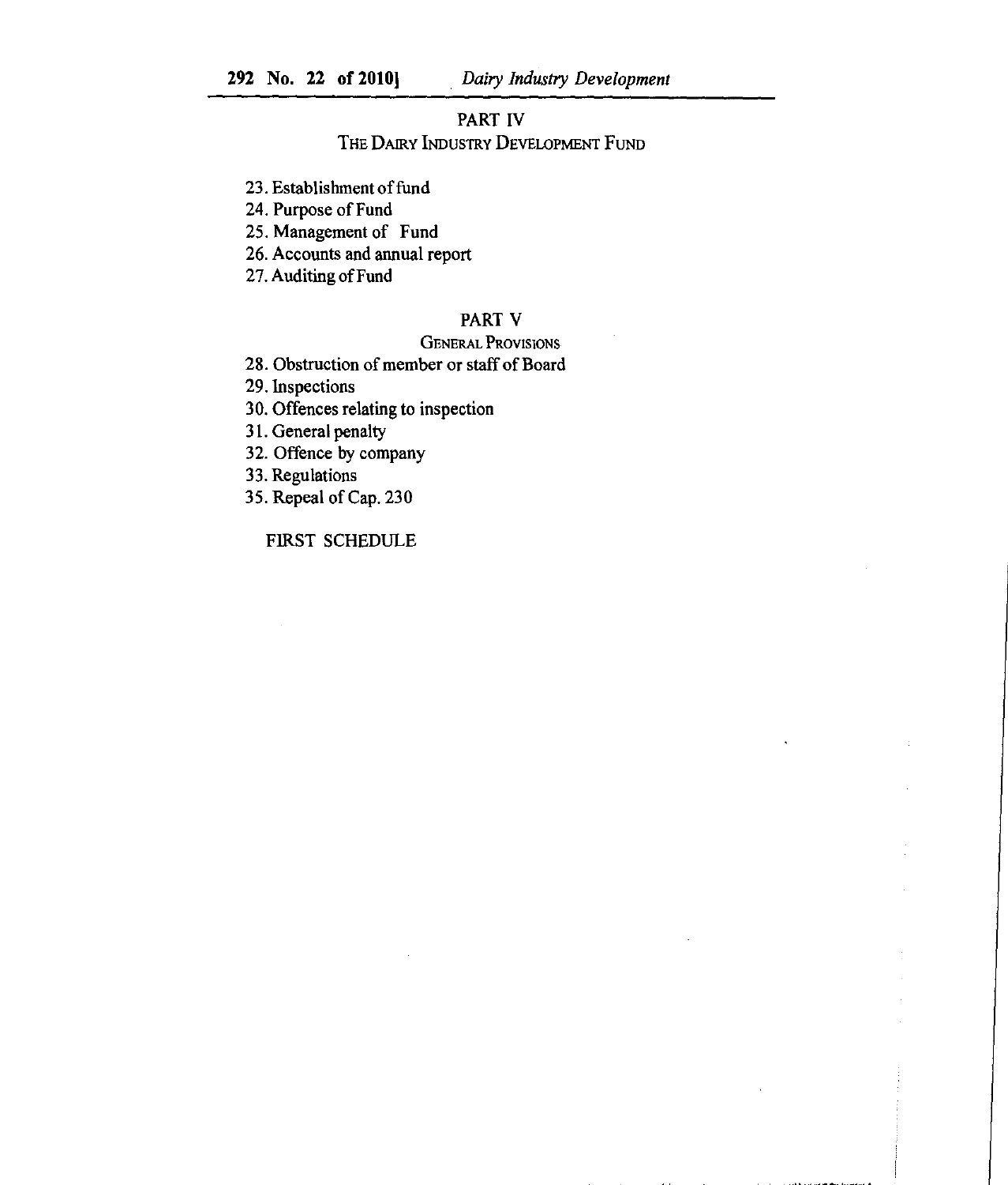## PART IV

### THE DAIRY INDUSTRY DEVELOPMENT FUND

23. Establishment of fund
24. Purpose of Fund
25. Management of Fund
26. Accounts and annual report
27. Auditing of Fund

## PART V

### GENERAL PROVISIONS

28. Obstruction of member or staff of Board
29. Inspections
30. Offences relating to inspection
31. General penalty
32. Offence by company
33. Regulations
35. Repeal of Cap. 230

FIRST SCHEDULE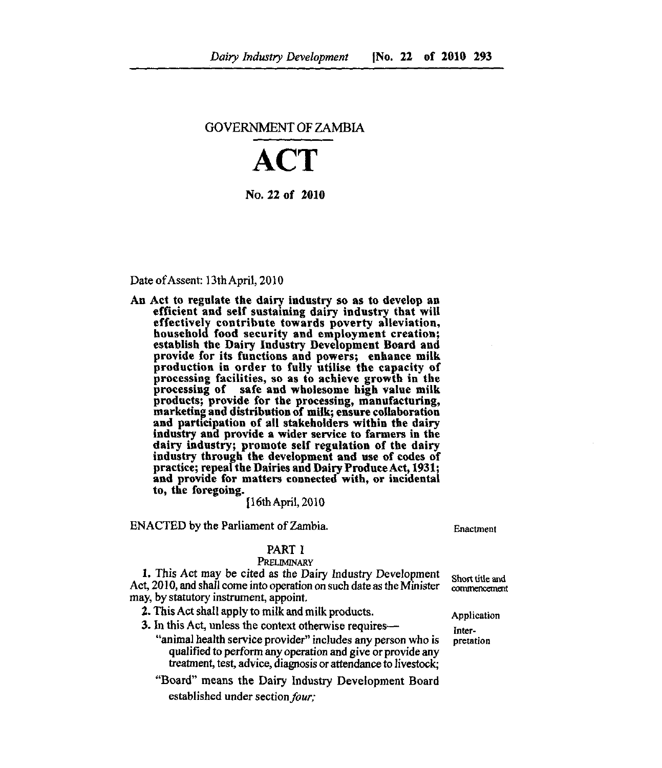GOVERNMENT OF ZAMBIA

# ACT

**No. 22 of 2010**

Date of Assent: 13th April, 2010

**An Act to regulate the dairy industry so as to develop an efficient and self sustaining dairy industry that will effectively contribute towards poverty alleviation, household food security and employment creation; establish the Dairy Industry Development Board and provide for its functions and powers; enhance milk production in order to fully utilise the capacity of processing facilities, so as to achieve growth in the processing of safe and wholesome high value milk products; provide for the processing, manufacturing, marketing and distribution of milk; ensure collaboration and participation of all stakeholders within the dairy industry and provide a wider service to farmers in the dairy industry; promote self regulation of the dairy industry through the development and use of codes of practice; repeal the Dairies and Dairy Produce Act, 1931; and provide for matters connected with, or incidental to, the foregoing.**

[16th April, 2010

ENACTED by the Parliament of Zambia.

Enactment

## PART I

### PRELIMINARY

Short title and commencement

**1.** This Act may be cited as the Dairy Industry Development Act, 2010, and shall come into operation on such date as the Minister may, by statutory instrument, appoint.

Application

**2.** This Act shall apply to milk and milk products.

Interpretation

**3.** In this Act, unless the context otherwise requires—

"animal health service provider" includes any person who is qualified to perform any operation and give or provide any treatment, test, advice, diagnosis or attendance to livestock;

"Board" means the Dairy Industry Development Board established under section *four;*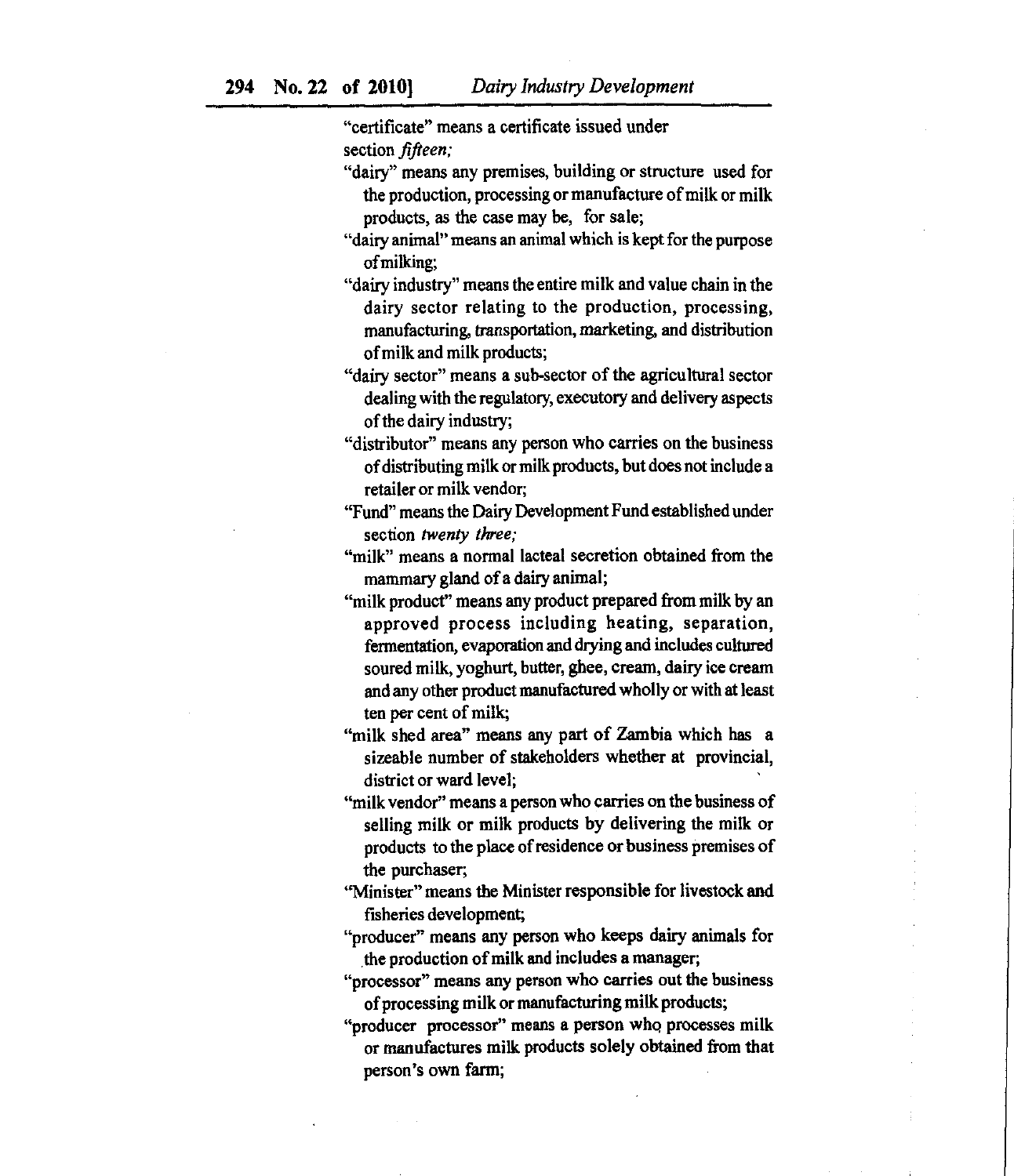"certificate" means a certificate issued under section *fifteen;*

"dairy" means any premises, building or structure used for the production, processing or manufacture of milk or milk products, as the case may be, for sale;

"dairy animal" means an animal which is kept for the purpose of milking;

"dairy industry" means the entire milk and value chain in the dairy sector relating to the production, processing, manufacturing, transportation, marketing, and distribution of milk and milk products;

"dairy sector" means a sub-sector of the agricultural sector dealing with the regulatory, executory and delivery aspects of the dairy industry;

"distributor" means any person who carries on the business of distributing milk or milk products, but does not include a retailer or milk vendor;

"Fund" means the Dairy Development Fund established under section *twenty three;*

"milk" means a normal lacteal secretion obtained from the mammary gland of a dairy animal;

"milk product" means any product prepared from milk by an approved process including heating, separation, fermentation, evaporation and drying and includes cultured soured milk, yoghurt, butter, ghee, cream, dairy ice cream and any other product manufactured wholly or with at least ten per cent of milk;

"milk shed area" means any part of Zambia which has a sizeable number of stakeholders whether at provincial, district or ward level;

"milk vendor" means a person who carries on the business of selling milk or milk products by delivering the milk or products to the place of residence or business premises of the purchaser;

"Minister" means the Minister responsible for livestock and fisheries development;

"producer" means any person who keeps dairy animals for the production of milk and includes a manager;

"processor" means any person who carries out the business of processing milk or manufacturing milk products;

"producer processor" means a person who processes milk or manufactures milk products solely obtained from that person's own farm;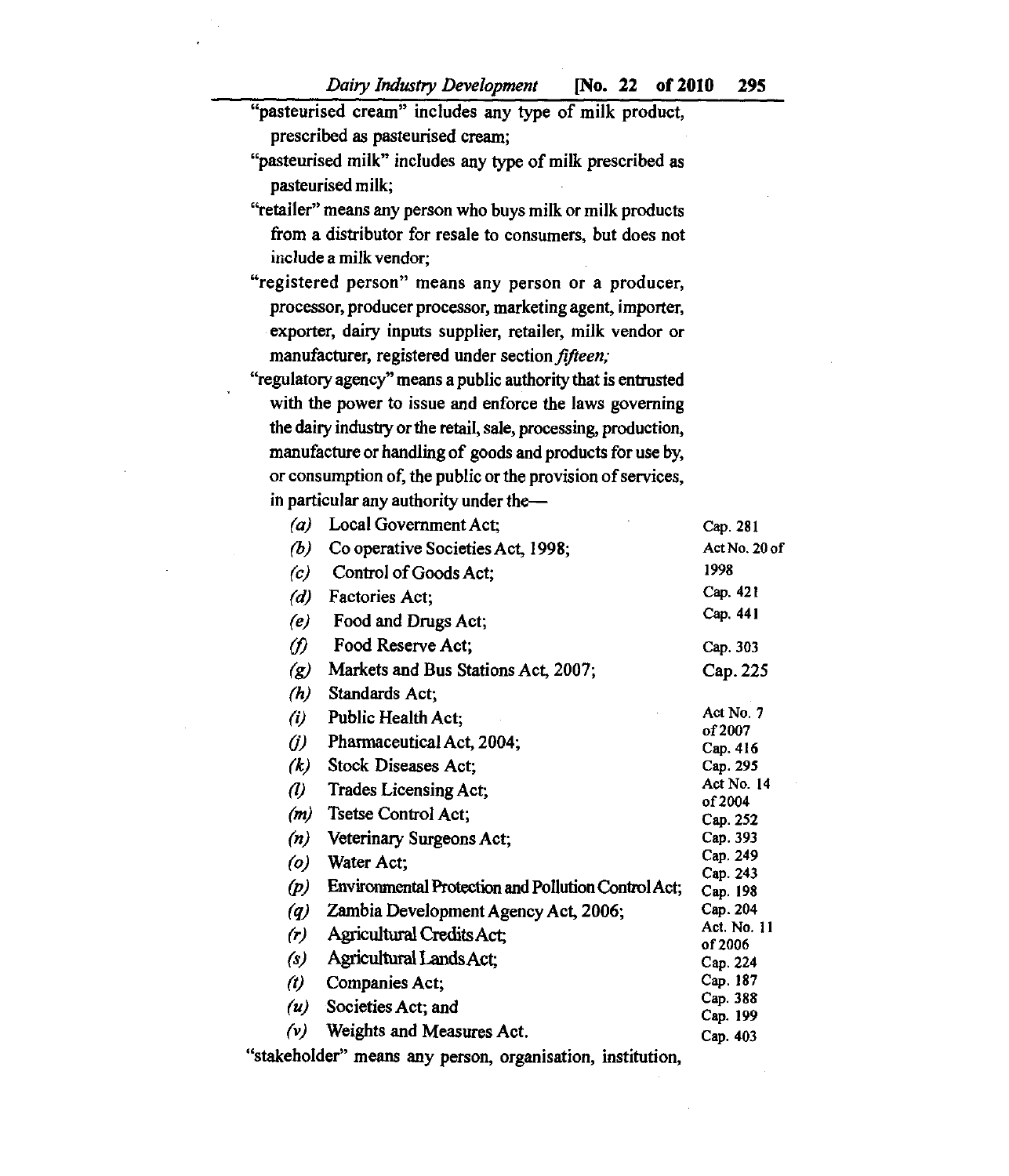"pasteurised cream" includes any type of milk product, prescribed as pasteurised cream;

"pasteurised milk" includes any type of milk prescribed as pasteurised milk;

"retailer" means any person who buys milk or milk products from a distributor for resale to consumers, but does not include a milk vendor;

"registered person" means any person or a producer, processor, producer processor, marketing agent, importer, exporter, dairy inputs supplier, retailer, milk vendor or manufacturer, registered under section *fifteen;*

"regulatory agency" means a public authority that is entrusted with the power to issue and enforce the laws governing the dairy industry or the retail, sale, processing, production, manufacture or handling of goods and products for use by, or consumption of, the public or the provision of services, in particular any authority under the—

*(a)* Local Government Act;

*(b)* Co operative Societies Act, 1998;

*(c)* Control of Goods Act;

*(d)* Factories Act;

*(e)* Food and Drugs Act;

*(f)* Food Reserve Act;

*(g)* Markets and Bus Stations Act, 2007;

*(h)* Standards Act;

*(i)* Public Health Act;

*(j)* Pharmaceutical Act, 2004;

*(k)* Stock Diseases Act;

*(l)* Trades Licensing Act;

*(m)* Tsetse Control Act;

*(n)* Veterinary Surgeons Act;

*(o)* Water Act;

*(p)* Environmental Protection and Pollution Control Act;

*(q)* Zambia Development Agency Act, 2006;

*(r)* Agricultural Credits Act;

*(s)* Agricultural Lands Act;

*(t)* Companies Act;

*(u)* Societies Act; and

*(v)* Weights and Measures Act.

Cap. 281
Act No. 20 of 1998
Cap. 421
Cap. 441
Cap. 303
Cap. 225
Act No. 7 of 2007
Cap. 416
Cap. 295
Act No. 14 of 2004
Cap. 252
Cap. 393
Cap. 249
Cap. 243
Cap. 198
Cap. 204
Act. No. 11 of 2006
Cap. 224
Cap. 187
Cap. 388
Cap. 199
Cap. 403

"stakeholder" means any person, organisation, institution,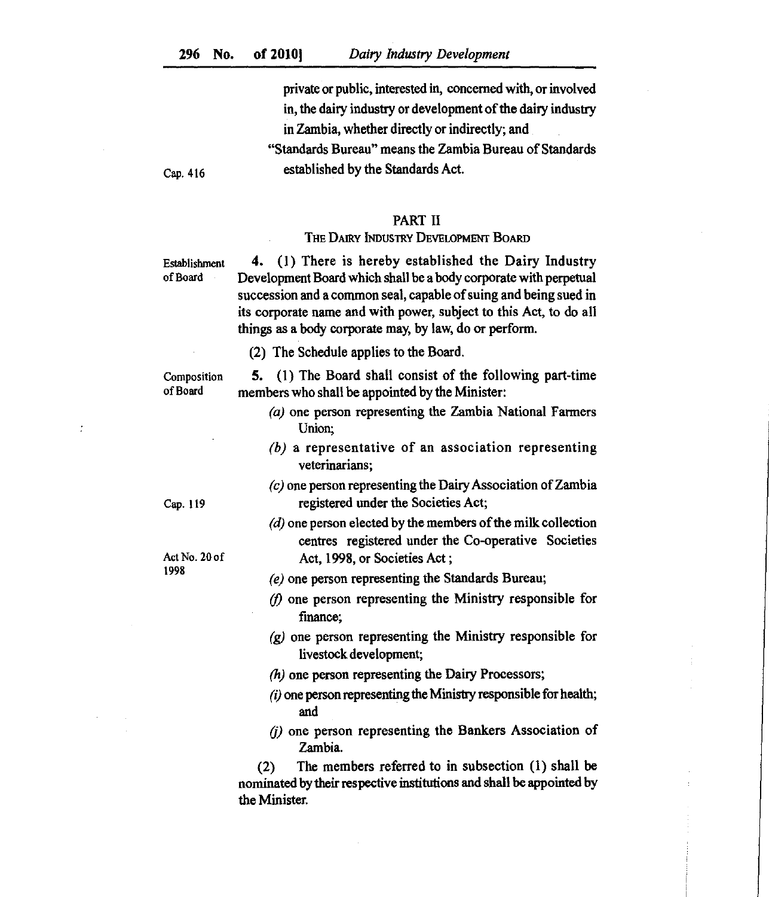private or public, interested in, concerned with, or involved in, the dairy industry or development of the dairy industry in Zambia, whether directly or indirectly; and

"Standards Bureau" means the Zambia Bureau of Standards established by the Standards Act.

Cap. 416

## PART II

### The Dairy Industry Development Board

Establishment of Board

**4.** (1) There is hereby established the Dairy Industry Development Board which shall be a body corporate with perpetual succession and a common seal, capable of suing and being sued in its corporate name and with power, subject to this Act, to do all things as a body corporate may, by law, do or perform.

(2) The Schedule applies to the Board.

Composition of Board

**5.** (1) The Board shall consist of the following part-time members who shall be appointed by the Minister:

*(a)* one person representing the Zambia National Farmers Union;

*(b)* a representative of an association representing veterinarians;

*(c)* one person representing the Dairy Association of Zambia registered under the Societies Act;

Cap. 119

*(d)* one person elected by the members of the milk collection centres registered under the Co-operative Societies Act, 1998, or Societies Act;

Act No. 20 of 1998

*(e)* one person representing the Standards Bureau;

*(f)* one person representing the Ministry responsible for finance;

*(g)* one person representing the Ministry responsible for livestock development;

*(h)* one person representing the Dairy Processors;

*(i)* one person representing the Ministry responsible for health; and

*(j)* one person representing the Bankers Association of Zambia.

(2) The members referred to in subsection (1) shall be nominated by their respective institutions and shall be appointed by the Minister.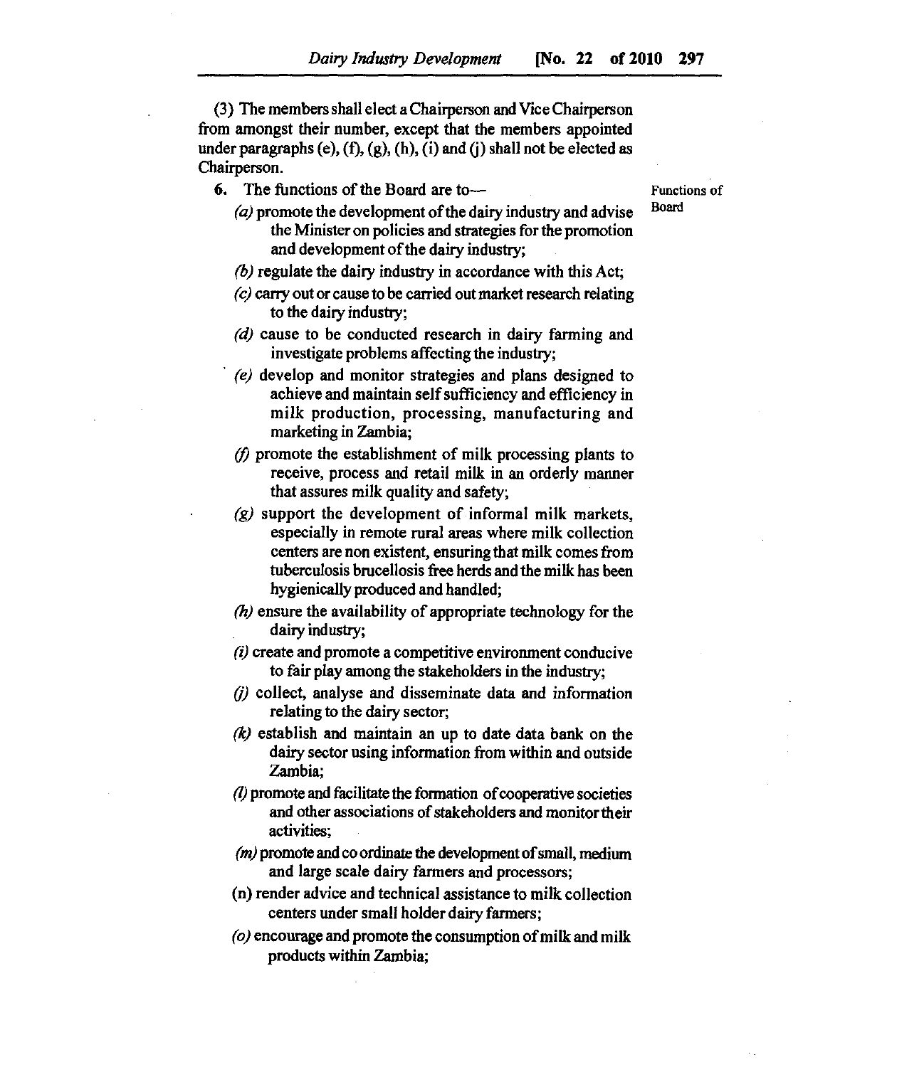(3) The members shall elect a Chairperson and Vice Chairperson from amongst their number, except that the members appointed under paragraphs (e), (f), (g), (h), (i) and (j) shall not be elected as Chairperson.

Functions of Board

**6.** The functions of the Board are to—

*(a)* promote the development of the dairy industry and advise the Minister on policies and strategies for the promotion and development of the dairy industry;

*(b)* regulate the dairy industry in accordance with this Act;

*(c)* carry out or cause to be carried out market research relating to the dairy industry;

*(d)* cause to be conducted research in dairy farming and investigate problems affecting the industry;

*(e)* develop and monitor strategies and plans designed to achieve and maintain self sufficiency and efficiency in milk production, processing, manufacturing and marketing in Zambia;

*(f)* promote the establishment of milk processing plants to receive, process and retail milk in an orderly manner that assures milk quality and safety;

*(g)* support the development of informal milk markets, especially in remote rural areas where milk collection centers are non existent, ensuring that milk comes from tuberculosis brucellosis free herds and the milk has been hygienically produced and handled;

*(h)* ensure the availability of appropriate technology for the dairy industry;

*(i)* create and promote a competitive environment conducive to fair play among the stakeholders in the industry;

*(j)* collect, analyse and disseminate data and information relating to the dairy sector;

*(k)* establish and maintain an up to date data bank on the dairy sector using information from within and outside Zambia;

*(l)* promote and facilitate the formation of cooperative societies and other associations of stakeholders and monitor their activities;

*(m)* promote and co ordinate the development of small, medium and large scale dairy farmers and processors;

(n) render advice and technical assistance to milk collection centers under small holder dairy farmers;

*(o)* encourage and promote the consumption of milk and milk products within Zambia;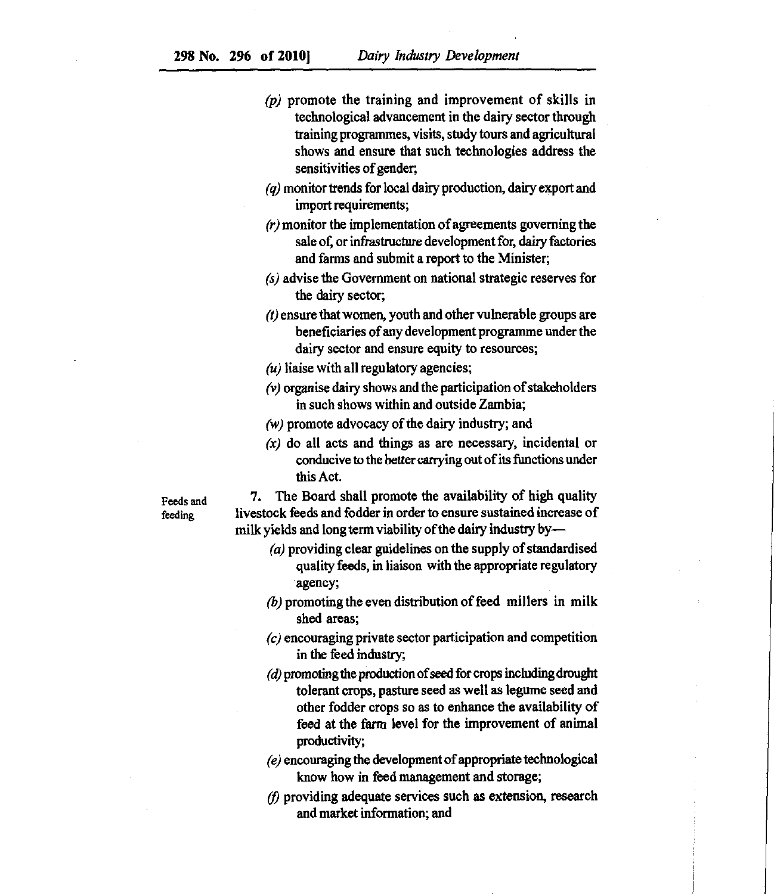(p) promote the training and improvement of skills in technological advancement in the dairy sector through training programmes, visits, study tours and agricultural shows and ensure that such technologies address the sensitivities of gender;

(q) monitor trends for local dairy production, dairy export and import requirements;

(r) monitor the implementation of agreements governing the sale of, or infrastructure development for, dairy factories and farms and submit a report to the Minister;

(s) advise the Government on national strategic reserves for the dairy sector;

(t) ensure that women, youth and other vulnerable groups are beneficiaries of any development programme under the dairy sector and ensure equity to resources;

(u) liaise with all regulatory agencies;

(v) organise dairy shows and the participation of stakeholders in such shows within and outside Zambia;

(w) promote advocacy of the dairy industry; and

(x) do all acts and things as are necessary, incidental or conducive to the better carrying out of its functions under this Act.

*Feeds and feeding*

7. The Board shall promote the availability of high quality livestock feeds and fodder in order to ensure sustained increase of milk yields and long term viability of the dairy industry by—

(a) providing clear guidelines on the supply of standardised quality feeds, in liaison with the appropriate regulatory agency;

(b) promoting the even distribution of feed millers in milk shed areas;

(c) encouraging private sector participation and competition in the feed industry;

(d) promoting the production of seed for crops including drought tolerant crops, pasture seed as well as legume seed and other fodder crops so as to enhance the availability of feed at the farm level for the improvement of animal productivity;

(e) encouraging the development of appropriate technological know how in feed management and storage;

(f) providing adequate services such as extension, research and market information; and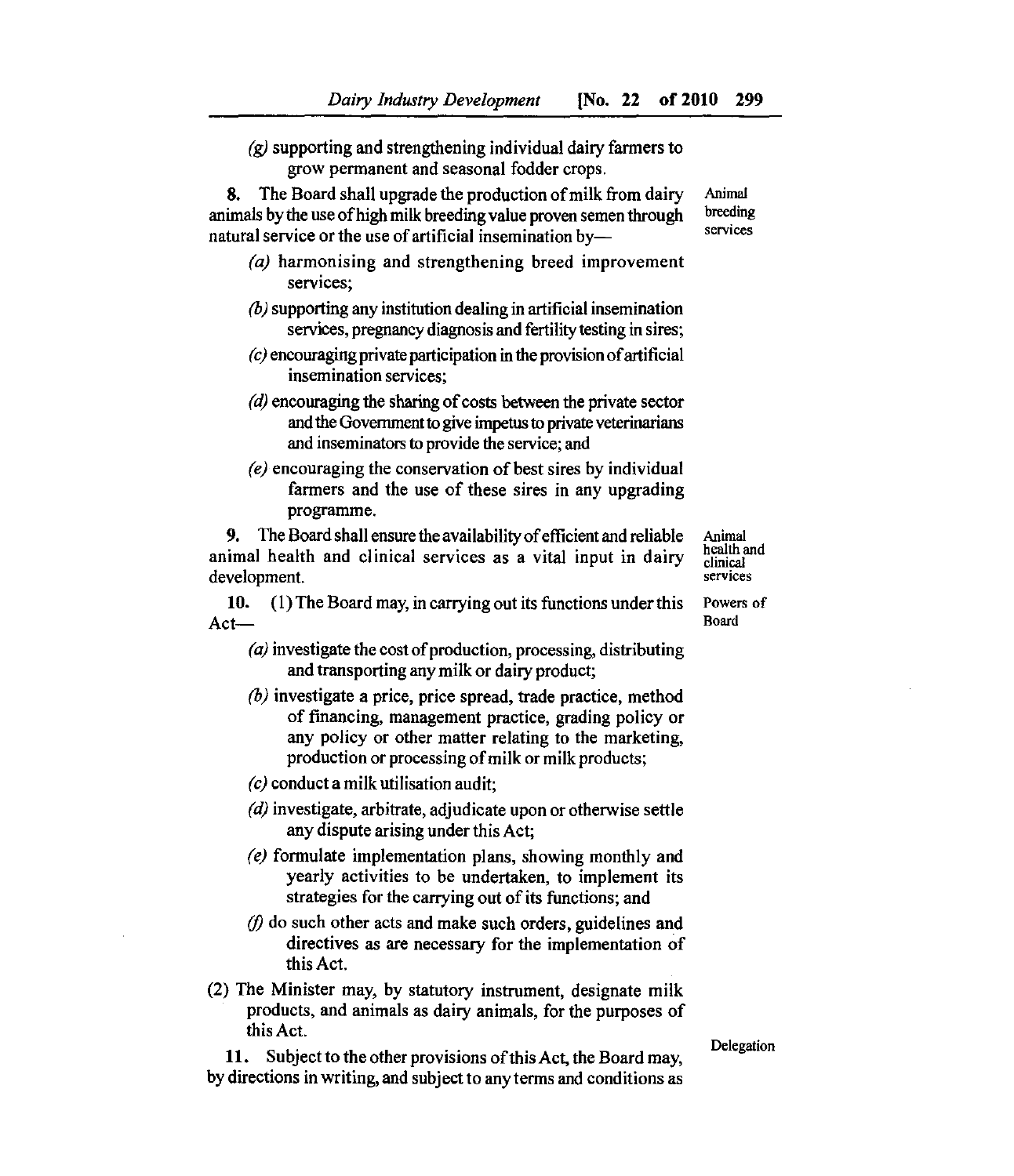*(g)* supporting and strengthening individual dairy farmers to grow permanent and seasonal fodder crops.

**8.** The Board shall upgrade the production of milk from dairy animals by the use of high milk breeding value proven semen through natural service or the use of artificial insemination by—

Animal breeding services

*(a)* harmonising and strengthening breed improvement services;

*(b)* supporting any institution dealing in artificial insemination services, pregnancy diagnosis and fertility testing in sires;

*(c)* encouraging private participation in the provision of artificial insemination services;

*(d)* encouraging the sharing of costs between the private sector and the Government to give impetus to private veterinarians and inseminators to provide the service; and

*(e)* encouraging the conservation of best sires by individual farmers and the use of these sires in any upgrading programme.

**9.** The Board shall ensure the availability of efficient and reliable animal health and clinical services as a vital input in dairy development.

Animal health and clinical services

**10.** (1) The Board may, in carrying out its functions under this Act—

Powers of Board

*(a)* investigate the cost of production, processing, distributing and transporting any milk or dairy product;

*(b)* investigate a price, price spread, trade practice, method of financing, management practice, grading policy or any policy or other matter relating to the marketing, production or processing of milk or milk products;

*(c)* conduct a milk utilisation audit;

*(d)* investigate, arbitrate, adjudicate upon or otherwise settle any dispute arising under this Act;

*(e)* formulate implementation plans, showing monthly and yearly activities to be undertaken, to implement its strategies for the carrying out of its functions; and

*(f)* do such other acts and make such orders, guidelines and directives as are necessary for the implementation of this Act.

(2) The Minister may, by statutory instrument, designate milk products, and animals as dairy animals, for the purposes of this Act.

**11.** Subject to the other provisions of this Act, the Board may, by directions in writing, and subject to any terms and conditions as

Delegation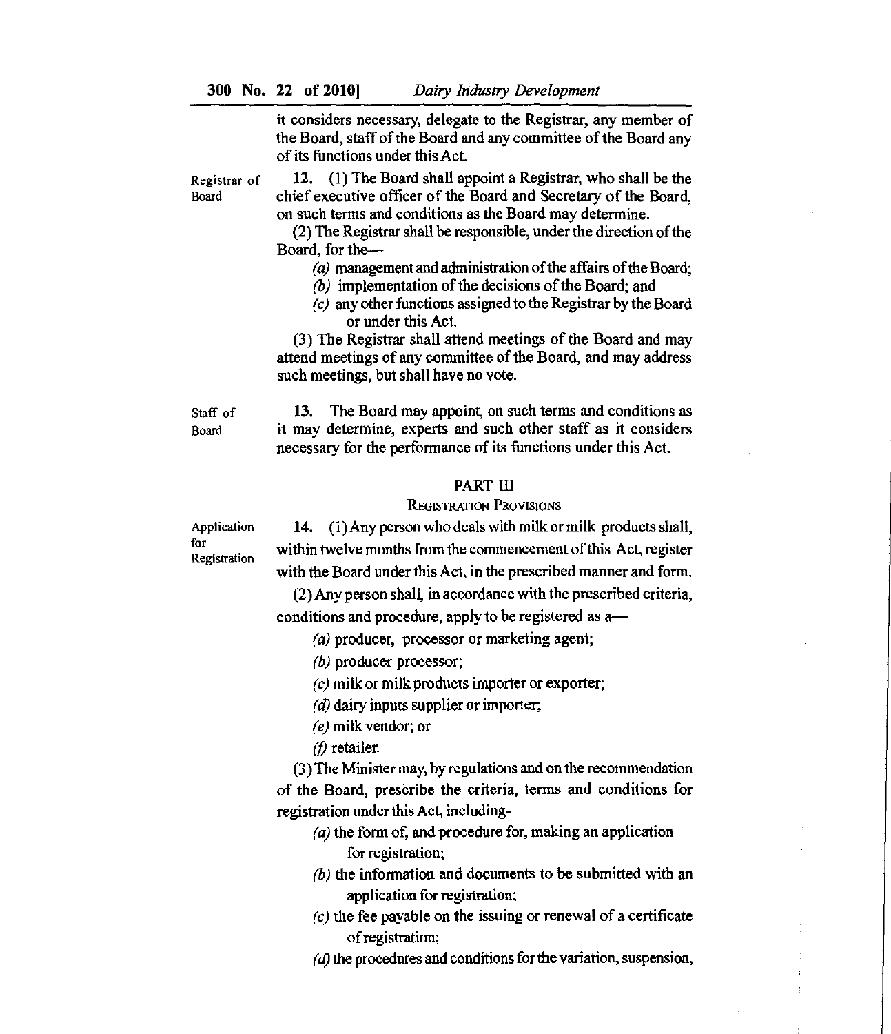it considers necessary, delegate to the Registrar, any member of the Board, staff of the Board and any committee of the Board any of its functions under this Act.

Registrar of Board

**12.** (1) The Board shall appoint a Registrar, who shall be the chief executive officer of the Board and Secretary of the Board, on such terms and conditions as the Board may determine.

(2) The Registrar shall be responsible, under the direction of the Board, for the—

*(a)* management and administration of the affairs of the Board;

*(b)* implementation of the decisions of the Board; and

*(c)* any other functions assigned to the Registrar by the Board or under this Act.

(3) The Registrar shall attend meetings of the Board and may attend meetings of any committee of the Board, and may address such meetings, but shall have no vote.

Staff of Board

**13.** The Board may appoint, on such terms and conditions as it may determine, experts and such other staff as it considers necessary for the performance of its functions under this Act.

## PART III

### REGISTRATION PROVISIONS

Application for Registration

**14.** (1) Any person who deals with milk or milk products shall, within twelve months from the commencement of this Act, register with the Board under this Act, in the prescribed manner and form.

(2) Any person shall, in accordance with the prescribed criteria, conditions and procedure, apply to be registered as a—

*(a)* producer, processor or marketing agent;

*(b)* producer processor;

*(c)* milk or milk products importer or exporter;

*(d)* dairy inputs supplier or importer;

*(e)* milk vendor; or

*(f)* retailer.

(3) The Minister may, by regulations and on the recommendation of the Board, prescribe the criteria, terms and conditions for registration under this Act, including-

*(a)* the form of, and procedure for, making an application for registration;

*(b)* the information and documents to be submitted with an application for registration;

*(c)* the fee payable on the issuing or renewal of a certificate of registration;

*(d)* the procedures and conditions for the variation, suspension,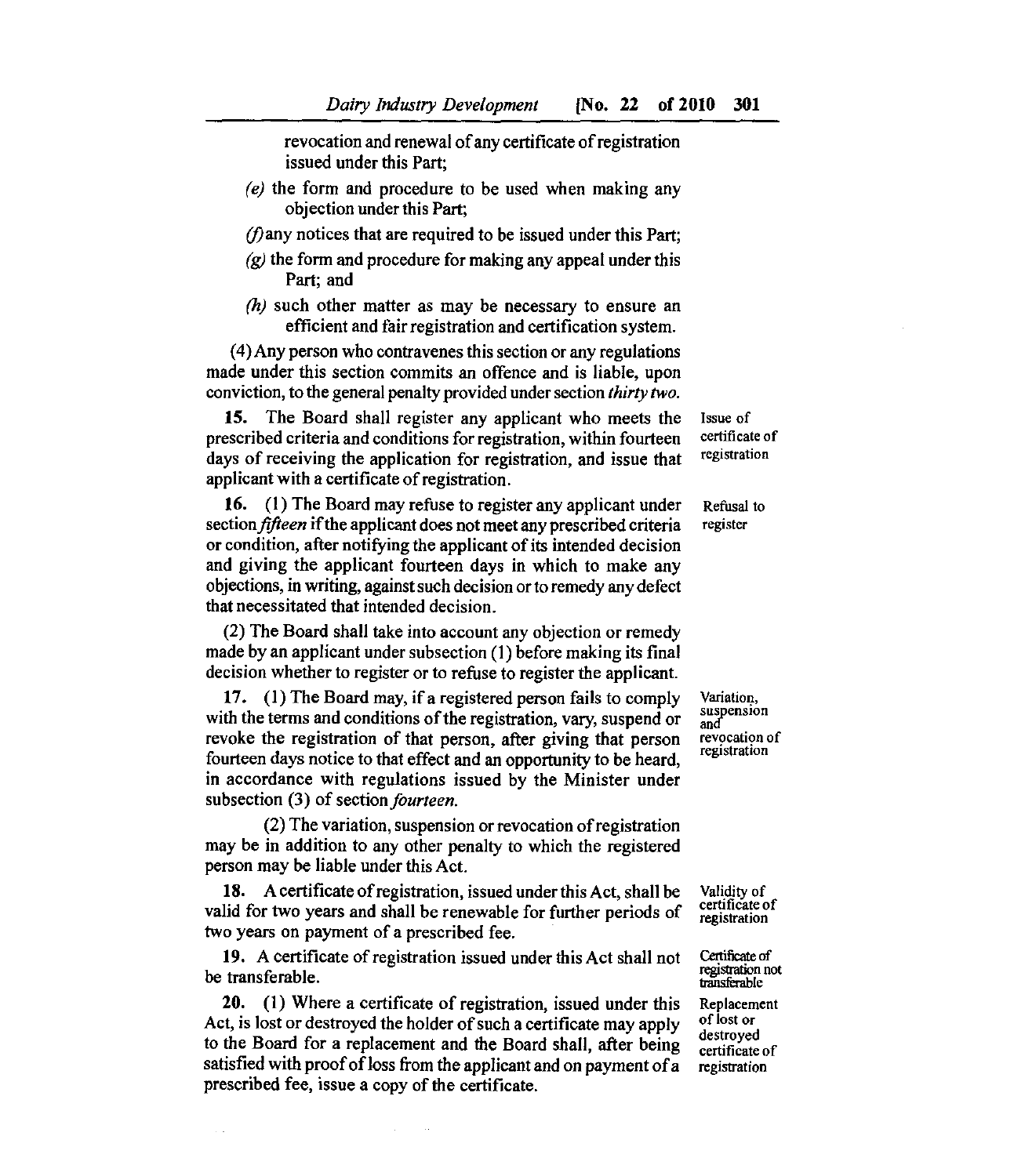revocation and renewal of any certificate of registration issued under this Part;

*(e)* the form and procedure to be used when making any objection under this Part;

*(f)* any notices that are required to be issued under this Part;

*(g)* the form and procedure for making any appeal under this Part; and

*(h)* such other matter as may be necessary to ensure an efficient and fair registration and certification system.

(4) Any person who contravenes this section or any regulations made under this section commits an offence and is liable, upon conviction, to the general penalty provided under section *thirty two*.

Issue of certificate of registration

**15.** The Board shall register any applicant who meets the prescribed criteria and conditions for registration, within fourteen days of receiving the application for registration, and issue that applicant with a certificate of registration.

Refusal to register

**16.** (1) The Board may refuse to register any applicant under section *fifteen* if the applicant does not meet any prescribed criteria or condition, after notifying the applicant of its intended decision and giving the applicant fourteen days in which to make any objections, in writing, against such decision or to remedy any defect that necessitated that intended decision.

(2) The Board shall take into account any objection or remedy made by an applicant under subsection (1) before making its final decision whether to register or to refuse to register the applicant.

Variation, suspension and revocation of registration

**17.** (1) The Board may, if a registered person fails to comply with the terms and conditions of the registration, vary, suspend or revoke the registration of that person, after giving that person fourteen days notice to that effect and an opportunity to be heard, in accordance with regulations issued by the Minister under subsection (3) of section *fourteen*.

(2) The variation, suspension or revocation of registration may be in addition to any other penalty to which the registered person may be liable under this Act.

Validity of certificate of registration

**18.** A certificate of registration, issued under this Act, shall be valid for two years and shall be renewable for further periods of two years on payment of a prescribed fee.

Certificate of registration not transferable

**19.** A certificate of registration issued under this Act shall not be transferable.

Replacement of lost or destroyed certificate of registration

**20.** (1) Where a certificate of registration, issued under this Act, is lost or destroyed the holder of such a certificate may apply to the Board for a replacement and the Board shall, after being satisfied with proof of loss from the applicant and on payment of a prescribed fee, issue a copy of the certificate.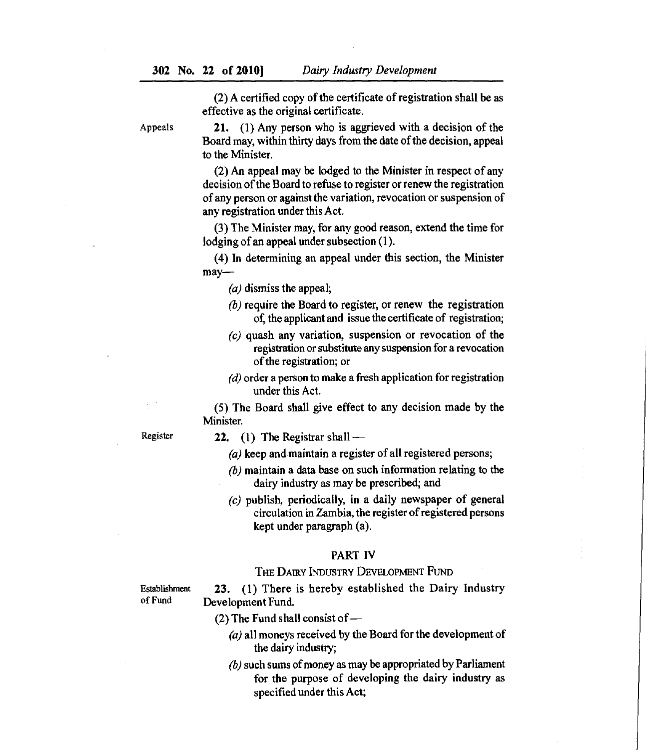(2) A certified copy of the certificate of registration shall be as effective as the original certificate.

Appeals

**21.** (1) Any person who is aggrieved with a decision of the Board may, within thirty days from the date of the decision, appeal to the Minister.

(2) An appeal may be lodged to the Minister in respect of any decision of the Board to refuse to register or renew the registration of any person or against the variation, revocation or suspension of any registration under this Act.

(3) The Minister may, for any good reason, extend the time for lodging of an appeal under subsection (1).

(4) In determining an appeal under this section, the Minister may—

*(a)* dismiss the appeal;

*(b)* require the Board to register, or renew the registration of, the applicant and issue the certificate of registration;

*(c)* quash any variation, suspension or revocation of the registration or substitute any suspension for a revocation of the registration; or

*(d)* order a person to make a fresh application for registration under this Act.

(5) The Board shall give effect to any decision made by the Minister.

Register

**22.** (1) The Registrar shall —

*(a)* keep and maintain a register of all registered persons;

*(b)* maintain a data base on such information relating to the dairy industry as may be prescribed; and

*(c)* publish, periodically, in a daily newspaper of general circulation in Zambia, the register of registered persons kept under paragraph (a).

## PART IV

## THE DAIRY INDUSTRY DEVELOPMENT FUND

Establishment of Fund

**23.** (1) There is hereby established the Dairy Industry Development Fund.

(2) The Fund shall consist of—

*(a)* all moneys received by the Board for the development of the dairy industry;

*(b)* such sums of money as may be appropriated by Parliament for the purpose of developing the dairy industry as specified under this Act;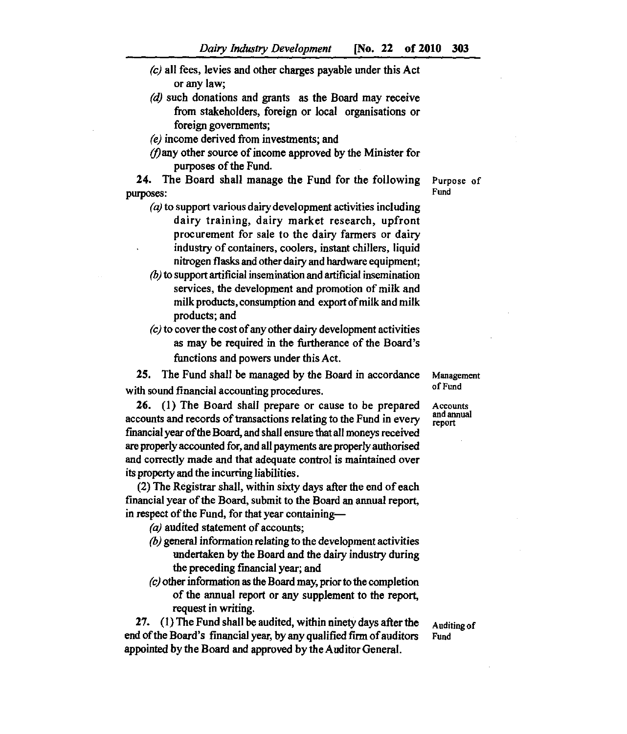(c) all fees, levies and other charges payable under this Act or any law;

(d) such donations and grants as the Board may receive from stakeholders, foreign or local organisations or foreign governments;

(e) income derived from investments; and

(f) any other source of income approved by the Minister for purposes of the Fund.

**Purpose of Fund**

**24.** The Board shall manage the Fund for the following purposes:

(a) to support various dairy development activities including dairy training, dairy market research, upfront procurement for sale to the dairy farmers or dairy industry of containers, coolers, instant chillers, liquid nitrogen flasks and other dairy and hardware equipment;

(b) to support artificial insemination and artificial insemination services, the development and promotion of milk and milk products, consumption and export of milk and milk products; and

(c) to cover the cost of any other dairy development activities as may be required in the furtherance of the Board's functions and powers under this Act.

**Management of Fund**

**25.** The Fund shall be managed by the Board in accordance with sound financial accounting procedures.

**Accounts and annual report**

**26.** (1) The Board shall prepare or cause to be prepared accounts and records of transactions relating to the Fund in every financial year of the Board, and shall ensure that all moneys received are properly accounted for, and all payments are properly authorised and correctly made and that adequate control is maintained over its property and the incurring liabilities.

(2) The Registrar shall, within sixty days after the end of each financial year of the Board, submit to the Board an annual report, in respect of the Fund, for that year containing—

(a) audited statement of accounts;

(b) general information relating to the development activities undertaken by the Board and the dairy industry during the preceding financial year; and

(c) other information as the Board may, prior to the completion of the annual report or any supplement to the report, request in writing.

**Auditing of Fund**

**27.** (1) The Fund shall be audited, within ninety days after the end of the Board's financial year, by any qualified firm of auditors appointed by the Board and approved by the Auditor General.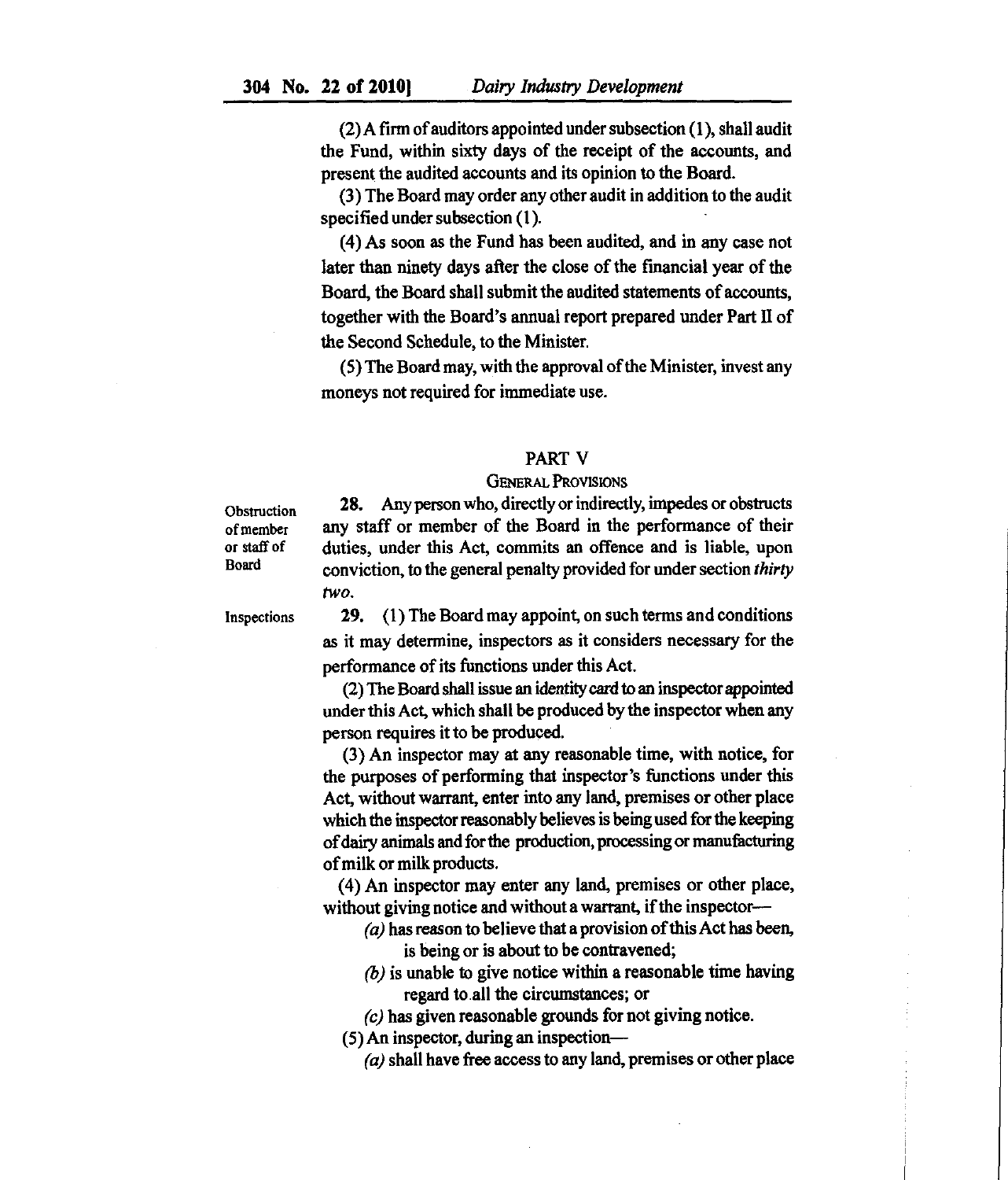(2) A firm of auditors appointed under subsection (1), shall audit the Fund, within sixty days of the receipt of the accounts, and present the audited accounts and its opinion to the Board.

(3) The Board may order any other audit in addition to the audit specified under subsection (1).

(4) As soon as the Fund has been audited, and in any case not later than ninety days after the close of the financial year of the Board, the Board shall submit the audited statements of accounts, together with the Board's annual report prepared under Part II of the Second Schedule, to the Minister.

(5) The Board may, with the approval of the Minister, invest any moneys not required for immediate use.

## PART V

### GENERAL PROVISIONS

*Obstruction of member or staff of Board*

**28.** Any person who, directly or indirectly, impedes or obstructs any staff or member of the Board in the performance of their duties, under this Act, commits an offence and is liable, upon conviction, to the general penalty provided for under section *thirty two*.

*Inspections*

**29.** (1) The Board may appoint, on such terms and conditions as it may determine, inspectors as it considers necessary for the performance of its functions under this Act.

(2) The Board shall issue an identity card to an inspector appointed under this Act, which shall be produced by the inspector when any person requires it to be produced.

(3) An inspector may at any reasonable time, with notice, for the purposes of performing that inspector's functions under this Act, without warrant, enter into any land, premises or other place which the inspector reasonably believes is being used for the keeping of dairy animals and for the production, processing or manufacturing of milk or milk products.

(4) An inspector may enter any land, premises or other place, without giving notice and without a warrant, if the inspector—

*(a)* has reason to believe that a provision of this Act has been, is being or is about to be contravened;

*(b)* is unable to give notice within a reasonable time having regard to all the circumstances; or

*(c)* has given reasonable grounds for not giving notice.

(5) An inspector, during an inspection—

*(a)* shall have free access to any land, premises or other place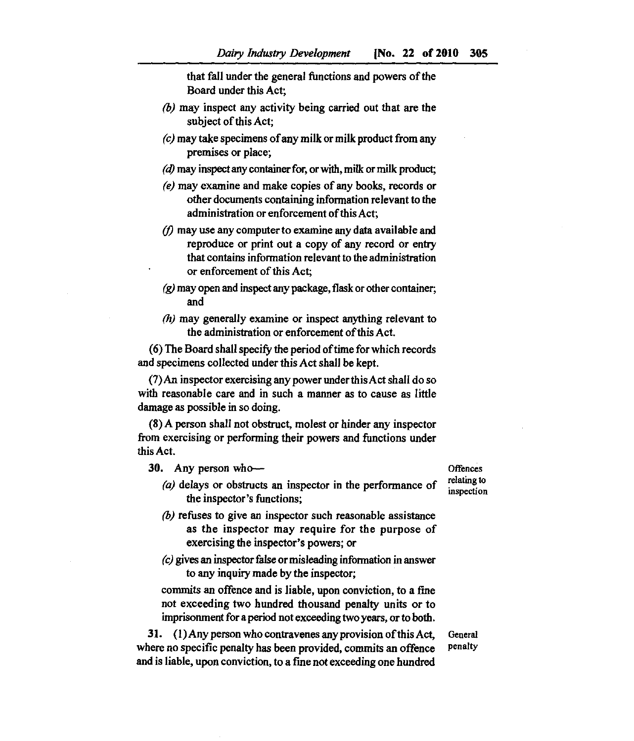that fall under the general functions and powers of the Board under this Act;

*(b)* may inspect any activity being carried out that are the subject of this Act;

*(c)* may take specimens of any milk or milk product from any premises or place;

*(d)* may inspect any container for, or with, milk or milk product;

*(e)* may examine and make copies of any books, records or other documents containing information relevant to the administration or enforcement of this Act;

*(f)* may use any computer to examine any data available and reproduce or print out a copy of any record or entry that contains information relevant to the administration or enforcement of this Act;

*(g)* may open and inspect any package, flask or other container; and

*(h)* may generally examine or inspect anything relevant to the administration or enforcement of this Act.

(6) The Board shall specify the period of time for which records and specimens collected under this Act shall be kept.

(7) An inspector exercising any power under this Act shall do so with reasonable care and in such a manner as to cause as little damage as possible in so doing.

(8) A person shall not obstruct, molest or hinder any inspector from exercising or performing their powers and functions under this Act.

Offences relating to inspection

**30.** Any person who—

*(a)* delays or obstructs an inspector in the performance of the inspector's functions;

*(b)* refuses to give an inspector such reasonable assistance as the inspector may require for the purpose of exercising the inspector's powers; or

*(c)* gives an inspector false or misleading information in answer to any inquiry made by the inspector;

commits an offence and is liable, upon conviction, to a fine not exceeding two hundred thousand penalty units or to imprisonment for a period not exceeding two years, or to both.

General penalty

**31.** (1) Any person who contravenes any provision of this Act, where no specific penalty has been provided, commits an offence and is liable, upon conviction, to a fine not exceeding one hundred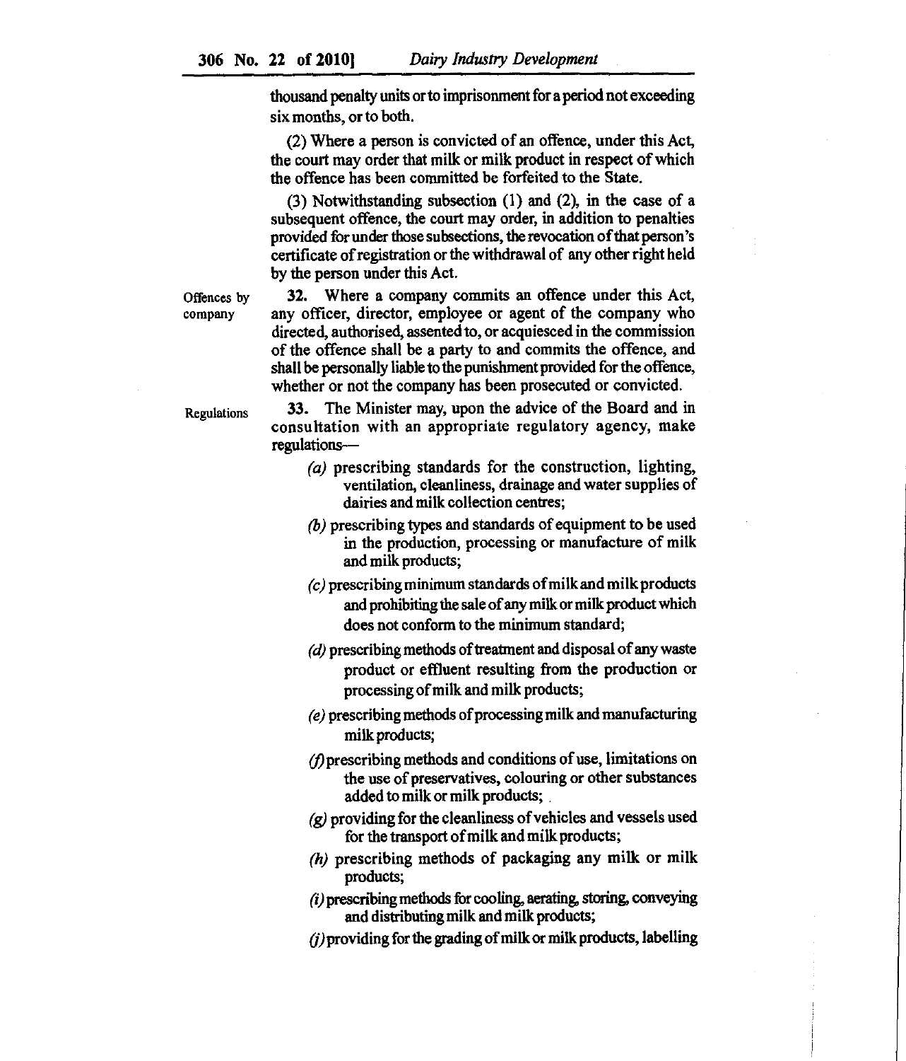thousand penalty units or to imprisonment for a period not exceeding six months, or to both.

(2) Where a person is convicted of an offence, under this Act, the court may order that milk or milk product in respect of which the offence has been committed be forfeited to the State.

(3) Notwithstanding subsection (1) and (2), in the case of a subsequent offence, the court may order, in addition to penalties provided for under those subsections, the revocation of that person's certificate of registration or the withdrawal of any other right held by the person under this Act.

Offences by company

**32.** Where a company commits an offence under this Act, any officer, director, employee or agent of the company who directed, authorised, assented to, or acquiesced in the commission of the offence shall be a party to and commits the offence, and shall be personally liable to the punishment provided for the offence, whether or not the company has been prosecuted or convicted.

Regulations

**33.** The Minister may, upon the advice of the Board and in consultation with an appropriate regulatory agency, make regulations—

*(a)* prescribing standards for the construction, lighting, ventilation, cleanliness, drainage and water supplies of dairies and milk collection centres;

*(b)* prescribing types and standards of equipment to be used in the production, processing or manufacture of milk and milk products;

*(c)* prescribing minimum standards of milk and milk products and prohibiting the sale of any milk or milk product which does not conform to the minimum standard;

*(d)* prescribing methods of treatment and disposal of any waste product or effluent resulting from the production or processing of milk and milk products;

*(e)* prescribing methods of processing milk and manufacturing milk products;

*(f)* prescribing methods and conditions of use, limitations on the use of preservatives, colouring or other substances added to milk or milk products;

*(g)* providing for the cleanliness of vehicles and vessels used for the transport of milk and milk products;

*(h)* prescribing methods of packaging any milk or milk products;

*(i)* prescribing methods for cooling, aerating, storing, conveying and distributing milk and milk products;

*(j)* providing for the grading of milk or milk products, labelling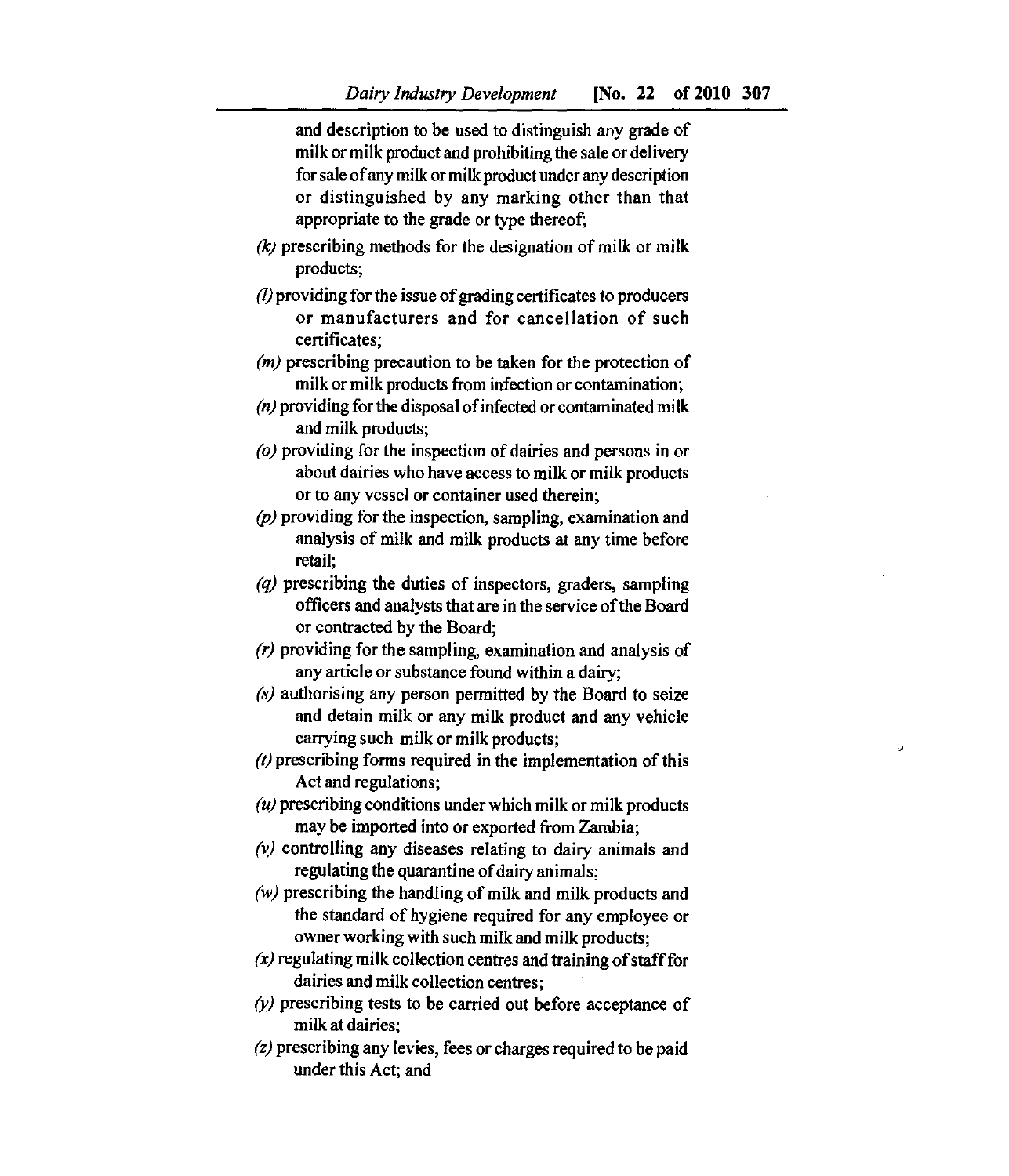and description to be used to distinguish any grade of milk or milk product and prohibiting the sale or delivery for sale of any milk or milk product under any description or distinguished by any marking other than that appropriate to the grade or type thereof;

*(k)* prescribing methods for the designation of milk or milk products;

*(l)* providing for the issue of grading certificates to producers or manufacturers and for cancellation of such certificates;

*(m)* prescribing precaution to be taken for the protection of milk or milk products from infection or contamination;

*(n)* providing for the disposal of infected or contaminated milk and milk products;

*(o)* providing for the inspection of dairies and persons in or about dairies who have access to milk or milk products or to any vessel or container used therein;

*(p)* providing for the inspection, sampling, examination and analysis of milk and milk products at any time before retail;

*(q)* prescribing the duties of inspectors, graders, sampling officers and analysts that are in the service of the Board or contracted by the Board;

*(r)* providing for the sampling, examination and analysis of any article or substance found within a dairy;

*(s)* authorising any person permitted by the Board to seize and detain milk or any milk product and any vehicle carrying such milk or milk products;

*(t)* prescribing forms required in the implementation of this Act and regulations;

*(u)* prescribing conditions under which milk or milk products may be imported into or exported from Zambia;

*(v)* controlling any diseases relating to dairy animals and regulating the quarantine of dairy animals;

*(w)* prescribing the handling of milk and milk products and the standard of hygiene required for any employee or owner working with such milk and milk products;

*(x)* regulating milk collection centres and training of staff for dairies and milk collection centres;

*(y)* prescribing tests to be carried out before acceptance of milk at dairies;

*(z)* prescribing any levies, fees or charges required to be paid under this Act; and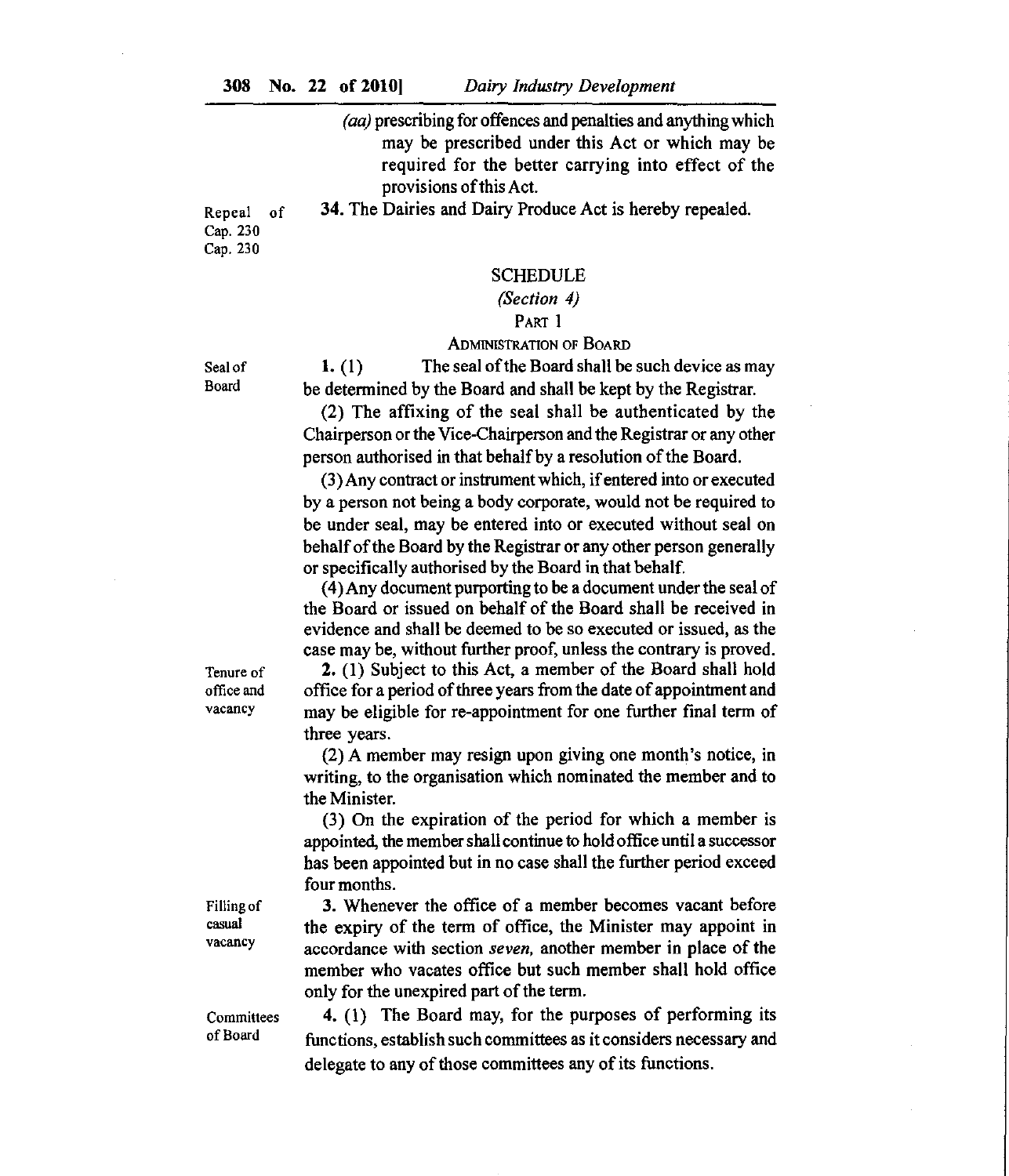(*aa*) prescribing for offences and penalties and anything which may be prescribed under this Act or which may be required for the better carrying into effect of the provisions of this Act.

Repeal of Cap. 230

**34.** The Dairies and Dairy Produce Act is hereby repealed.

Cap. 230

## SCHEDULE

*(Section 4)*

### PART 1

### ADMINISTRATION OF BOARD

Seal of Board

**1.** (1) The seal of the Board shall be such device as may be determined by the Board and shall be kept by the Registrar.

(2) The affixing of the seal shall be authenticated by the Chairperson or the Vice-Chairperson and the Registrar or any other person authorised in that behalf by a resolution of the Board.

(3) Any contract or instrument which, if entered into or executed by a person not being a body corporate, would not be required to be under seal, may be entered into or executed without seal on behalf of the Board by the Registrar or any other person generally or specifically authorised by the Board in that behalf.

(4) Any document purporting to be a document under the seal of the Board or issued on behalf of the Board shall be received in evidence and shall be deemed to be so executed or issued, as the case may be, without further proof, unless the contrary is proved.

Tenure of office and vacancy

**2.** (1) Subject to this Act, a member of the Board shall hold office for a period of three years from the date of appointment and may be eligible for re-appointment for one further final term of three years.

(2) A member may resign upon giving one month's notice, in writing, to the organisation which nominated the member and to the Minister.

(3) On the expiration of the period for which a member is appointed, the member shall continue to hold office until a successor has been appointed but in no case shall the further period exceed four months.

Filling of casual vacancy

**3.** Whenever the office of a member becomes vacant before the expiry of the term of office, the Minister may appoint in accordance with section *seven*, another member in place of the member who vacates office but such member shall hold office only for the unexpired part of the term.

Committees of Board

**4.** (1) The Board may, for the purposes of performing its functions, establish such committees as it considers necessary and delegate to any of those committees any of its functions.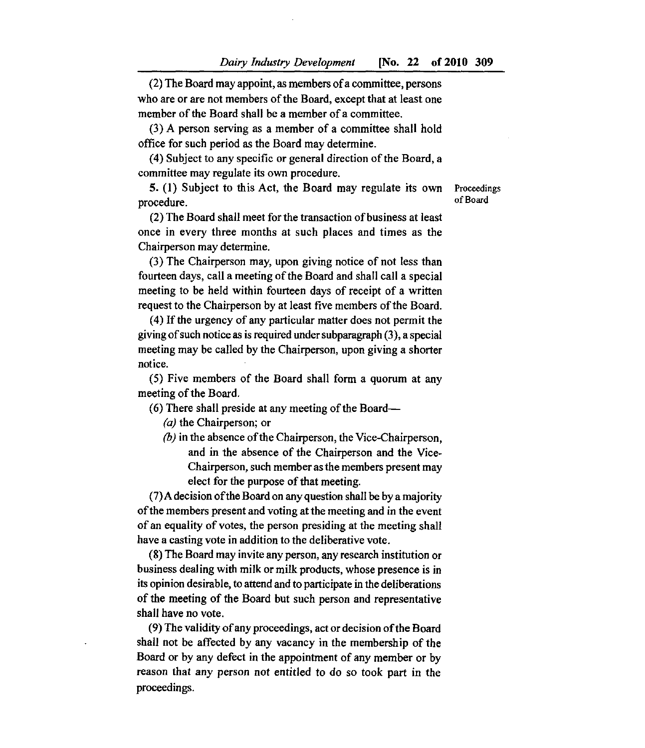(2) The Board may appoint, as members of a committee, persons who are or are not members of the Board, except that at least one member of the Board shall be a member of a committee.

(3) A person serving as a member of a committee shall hold office for such period as the Board may determine.

(4) Subject to any specific or general direction of the Board, a committee may regulate its own procedure.

Proceedings of Board

5. (1) Subject to this Act, the Board may regulate its own procedure.

(2) The Board shall meet for the transaction of business at least once in every three months at such places and times as the Chairperson may determine.

(3) The Chairperson may, upon giving notice of not less than fourteen days, call a meeting of the Board and shall call a special meeting to be held within fourteen days of receipt of a written request to the Chairperson by at least five members of the Board.

(4) If the urgency of any particular matter does not permit the giving of such notice as is required under subparagraph (3), a special meeting may be called by the Chairperson, upon giving a shorter notice.

(5) Five members of the Board shall form a quorum at any meeting of the Board.

(6) There shall preside at any meeting of the Board—

*(a)* the Chairperson; or

*(b)* in the absence of the Chairperson, the Vice-Chairperson, and in the absence of the Chairperson and the Vice-Chairperson, such member as the members present may elect for the purpose of that meeting.

(7) A decision of the Board on any question shall be by a majority of the members present and voting at the meeting and in the event of an equality of votes, the person presiding at the meeting shall have a casting vote in addition to the deliberative vote.

(8) The Board may invite any person, any research institution or business dealing with milk or milk products, whose presence is in its opinion desirable, to attend and to participate in the deliberations of the meeting of the Board but such person and representative shall have no vote.

(9) The validity of any proceedings, act or decision of the Board shall not be affected by any vacancy in the membership of the Board or by any defect in the appointment of any member or by reason that any person not entitled to do so took part in the proceedings.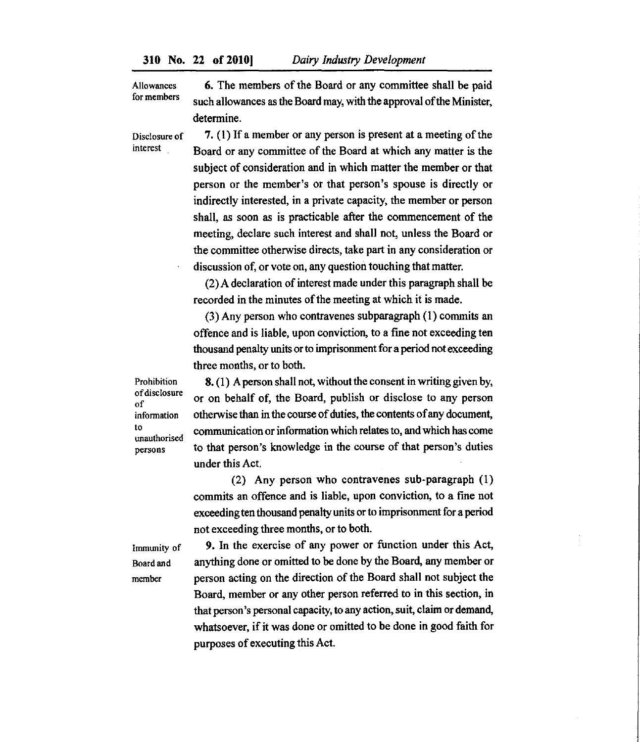**Allowances for members**

**6.** The members of the Board or any committee shall be paid such allowances as the Board may, with the approval of the Minister, determine.

**Disclosure of interest**

**7.** (1) If a member or any person is present at a meeting of the Board or any committee of the Board at which any matter is the subject of consideration and in which matter the member or that person or the member's or that person's spouse is directly or indirectly interested, in a private capacity, the member or person shall, as soon as is practicable after the commencement of the meeting, declare such interest and shall not, unless the Board or the committee otherwise directs, take part in any consideration or discussion of, or vote on, any question touching that matter.

(2) A declaration of interest made under this paragraph shall be recorded in the minutes of the meeting at which it is made.

(3) Any person who contravenes subparagraph (1) commits an offence and is liable, upon conviction, to a fine not exceeding ten thousand penalty units or to imprisonment for a period not exceeding three months, or to both.

**Prohibition of disclosure of information to unauthorised persons**

**8.** (1) A person shall not, without the consent in writing given by, or on behalf of, the Board, publish or disclose to any person otherwise than in the course of duties, the contents of any document, communication or information which relates to, and which has come to that person's knowledge in the course of that person's duties under this Act.

(2) Any person who contravenes sub-paragraph (1) commits an offence and is liable, upon conviction, to a fine not exceeding ten thousand penalty units or to imprisonment for a period not exceeding three months, or to both.

**Immunity of Board and member**

**9.** In the exercise of any power or function under this Act, anything done or omitted to be done by the Board, any member or person acting on the direction of the Board shall not subject the Board, member or any other person referred to in this section, in that person's personal capacity, to any action, suit, claim or demand, whatsoever, if it was done or omitted to be done in good faith for purposes of executing this Act.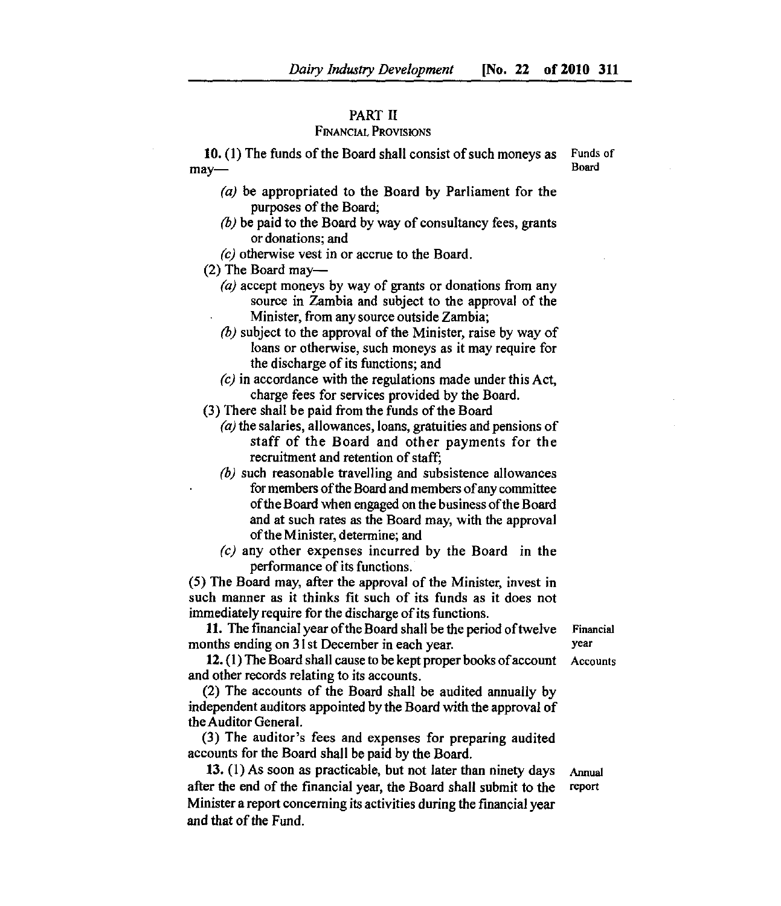## PART II

### FINANCIAL PROVISIONS

**10.** (1) The funds of the Board shall consist of such moneys as may— *Funds of Board*

(*a*) be appropriated to the Board by Parliament for the purposes of the Board;

(*b*) be paid to the Board by way of consultancy fees, grants or donations; and

(*c*) otherwise vest in or accrue to the Board.

(2) The Board may—

(*a*) accept moneys by way of grants or donations from any source in Zambia and subject to the approval of the Minister, from any source outside Zambia;

(*b*) subject to the approval of the Minister, raise by way of loans or otherwise, such moneys as it may require for the discharge of its functions; and

(*c*) in accordance with the regulations made under this Act, charge fees for services provided by the Board.

(3) There shall be paid from the funds of the Board

(*a*) the salaries, allowances, loans, gratuities and pensions of staff of the Board and other payments for the recruitment and retention of staff;

(*b*) such reasonable travelling and subsistence allowances for members of the Board and members of any committee of the Board when engaged on the business of the Board and at such rates as the Board may, with the approval of the Minister, determine; and

(*c*) any other expenses incurred by the Board in the performance of its functions.

(5) The Board may, after the approval of the Minister, invest in such manner as it thinks fit such of its funds as it does not immediately require for the discharge of its functions.

**11.** The financial year of the Board shall be the period of twelve months ending on 31st December in each year. *Financial year*

**12.** (1) The Board shall cause to be kept proper books of account and other records relating to its accounts. *Accounts*

(2) The accounts of the Board shall be audited annually by independent auditors appointed by the Board with the approval of the Auditor General.

(3) The auditor's fees and expenses for preparing audited accounts for the Board shall be paid by the Board.

**13.** (1) As soon as practicable, but not later than ninety days after the end of the financial year, the Board shall submit to the Minister a report concerning its activities during the financial year and that of the Fund. *Annual report*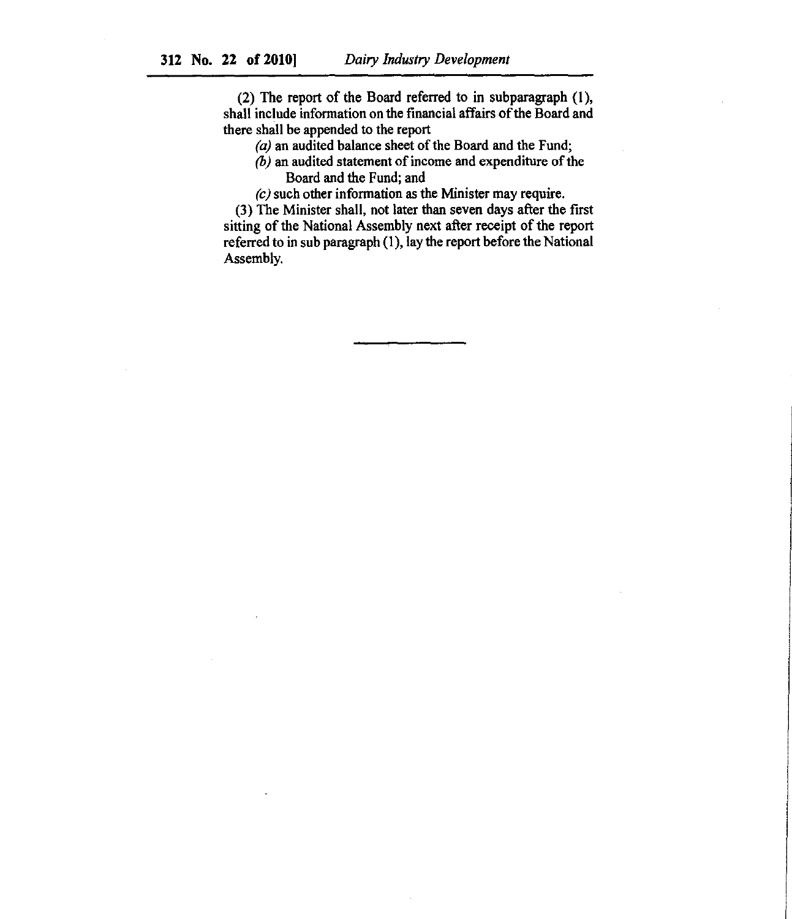(2) The report of the Board referred to in subparagraph (1), shall include information on the financial affairs of the Board and there shall be appended to the report

*(a)* an audited balance sheet of the Board and the Fund;

*(b)* an audited statement of income and expenditure of the Board and the Fund; and

*(c)* such other information as the Minister may require.

(3) The Minister shall, not later than seven days after the first sitting of the National Assembly next after receipt of the report referred to in sub paragraph (1), lay the report before the National Assembly.